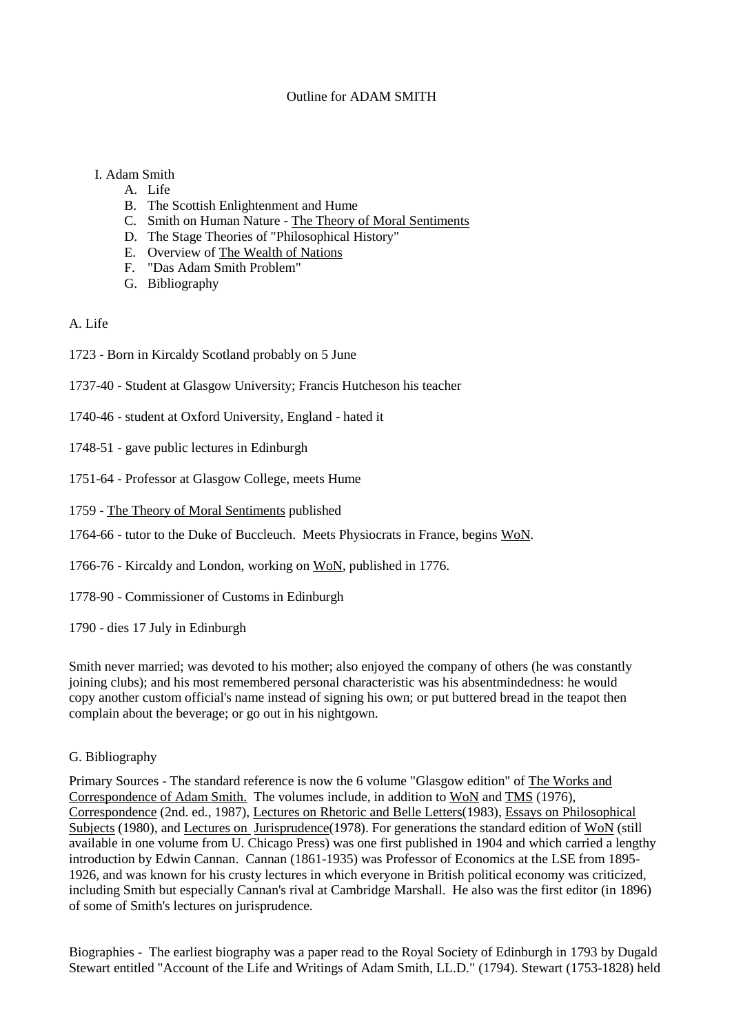# Outline for ADAM SMITH

I. Adam Smith

   A. Life
   B. The Scottish Enlightenment and Hume
   C. Smith on Human Nature - The Theory of Moral Sentiments
   D. The Stage Theories of "Philosophical History"
   E. Overview of The Wealth of Nations
   F. "Das Adam Smith Problem"
   G. Bibliography

## A. Life

1723 - Born in Kircaldy Scotland probably on 5 June

1737-40 - Student at Glasgow University; Francis Hutcheson his teacher

1740-46 - student at Oxford University, England - hated it

1748-51 - gave public lectures in Edinburgh

1751-64 - Professor at Glasgow College, meets Hume

1759 - The Theory of Moral Sentiments published

1764-66 - tutor to the Duke of Buccleuch. Meets Physiocrats in France, begins WoN.

1766-76 - Kircaldy and London, working on WoN, published in 1776.

1778-90 - Commissioner of Customs in Edinburgh

1790 - dies 17 July in Edinburgh

Smith never married; was devoted to his mother; also enjoyed the company of others (he was constantly joining clubs); and his most remembered personal characteristic was his absentmindedness: he would copy another custom official's name instead of signing his own; or put buttered bread in the teapot then complain about the beverage; or go out in his nightgown.

## G. Bibliography

Primary Sources - The standard reference is now the 6 volume "Glasgow edition" of The Works and Correspondence of Adam Smith. The volumes include, in addition to WoN and TMS (1976), Correspondence (2nd. ed., 1987), Lectures on Rhetoric and Belle Letters(1983), Essays on Philosophical Subjects (1980), and Lectures on Jurisprudence(1978). For generations the standard edition of WoN (still available in one volume from U. Chicago Press) was one first published in 1904 and which carried a lengthy introduction by Edwin Cannan. Cannan (1861-1935) was Professor of Economics at the LSE from 1895-1926, and was known for his crusty lectures in which everyone in British political economy was criticized, including Smith but especially Cannan's rival at Cambridge Marshall. He also was the first editor (in 1896) of some of Smith's lectures on jurisprudence.

Biographies - The earliest biography was a paper read to the Royal Society of Edinburgh in 1793 by Dugald Stewart entitled "Account of the Life and Writings of Adam Smith, LL.D." (1794). Stewart (1753-1828) held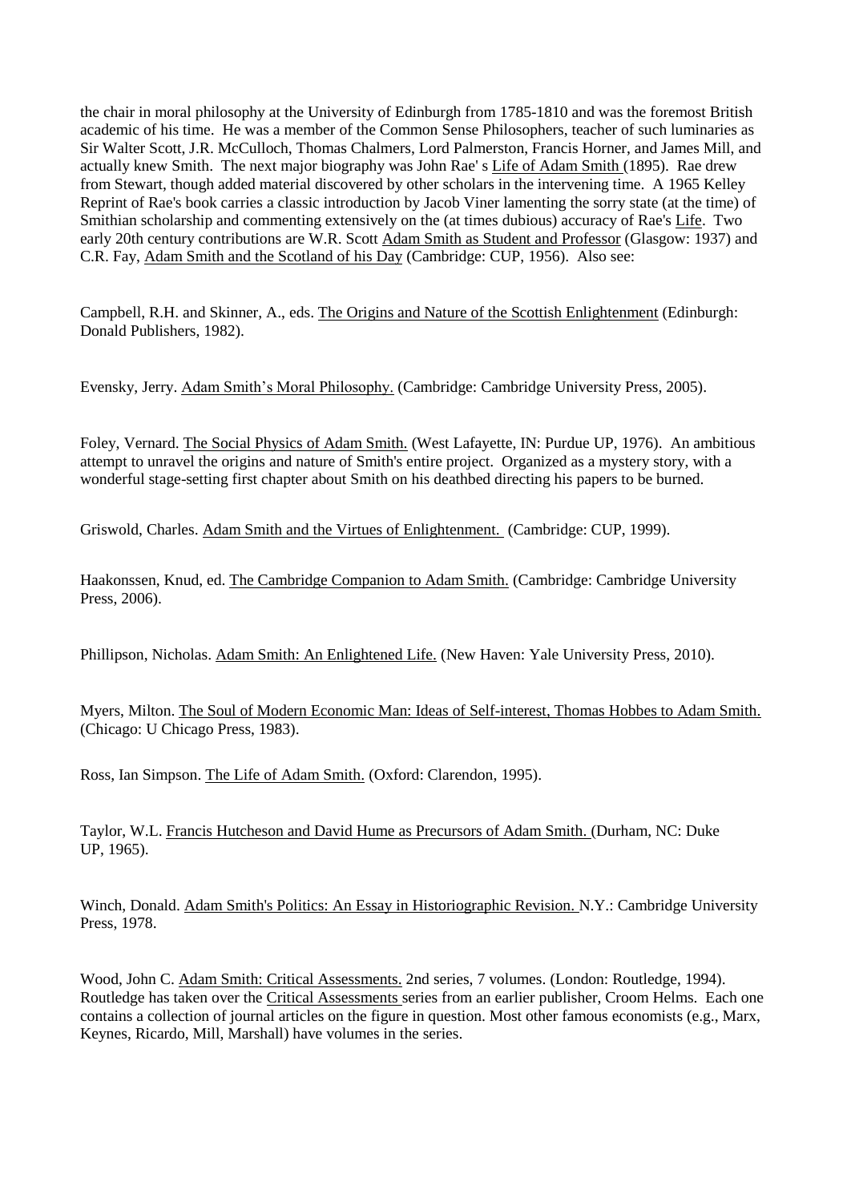the chair in moral philosophy at the University of Edinburgh from 1785-1810 and was the foremost British academic of his time. He was a member of the Common Sense Philosophers, teacher of such luminaries as Sir Walter Scott, J.R. McCulloch, Thomas Chalmers, Lord Palmerston, Francis Horner, and James Mill, and actually knew Smith. The next major biography was John Rae' s Life of Adam Smith (1895). Rae drew from Stewart, though added material discovered by other scholars in the intervening time. A 1965 Kelley Reprint of Rae's book carries a classic introduction by Jacob Viner lamenting the sorry state (at the time) of Smithian scholarship and commenting extensively on the (at times dubious) accuracy of Rae's Life. Two early 20th century contributions are W.R. Scott Adam Smith as Student and Professor (Glasgow: 1937) and C.R. Fay, Adam Smith and the Scotland of his Day (Cambridge: CUP, 1956). Also see:

Campbell, R.H. and Skinner, A., eds. The Origins and Nature of the Scottish Enlightenment (Edinburgh: Donald Publishers, 1982).

Evensky, Jerry. Adam Smith's Moral Philosophy. (Cambridge: Cambridge University Press, 2005).

Foley, Vernard. The Social Physics of Adam Smith. (West Lafayette, IN: Purdue UP, 1976). An ambitious attempt to unravel the origins and nature of Smith's entire project. Organized as a mystery story, with a wonderful stage-setting first chapter about Smith on his deathbed directing his papers to be burned.

Griswold, Charles. Adam Smith and the Virtues of Enlightenment. (Cambridge: CUP, 1999).

Haakonssen, Knud, ed. The Cambridge Companion to Adam Smith. (Cambridge: Cambridge University Press, 2006).

Phillipson, Nicholas. Adam Smith: An Enlightened Life. (New Haven: Yale University Press, 2010).

Myers, Milton. The Soul of Modern Economic Man: Ideas of Self-interest, Thomas Hobbes to Adam Smith. (Chicago: U Chicago Press, 1983).

Ross, Ian Simpson. The Life of Adam Smith. (Oxford: Clarendon, 1995).

Taylor, W.L. Francis Hutcheson and David Hume as Precursors of Adam Smith. (Durham, NC: Duke UP, 1965).

Winch, Donald. Adam Smith's Politics: An Essay in Historiographic Revision. N.Y.: Cambridge University Press, 1978.

Wood, John C. Adam Smith: Critical Assessments. 2nd series, 7 volumes. (London: Routledge, 1994). Routledge has taken over the Critical Assessments series from an earlier publisher, Croom Helms. Each one contains a collection of journal articles on the figure in question. Most other famous economists (e.g., Marx, Keynes, Ricardo, Mill, Marshall) have volumes in the series.